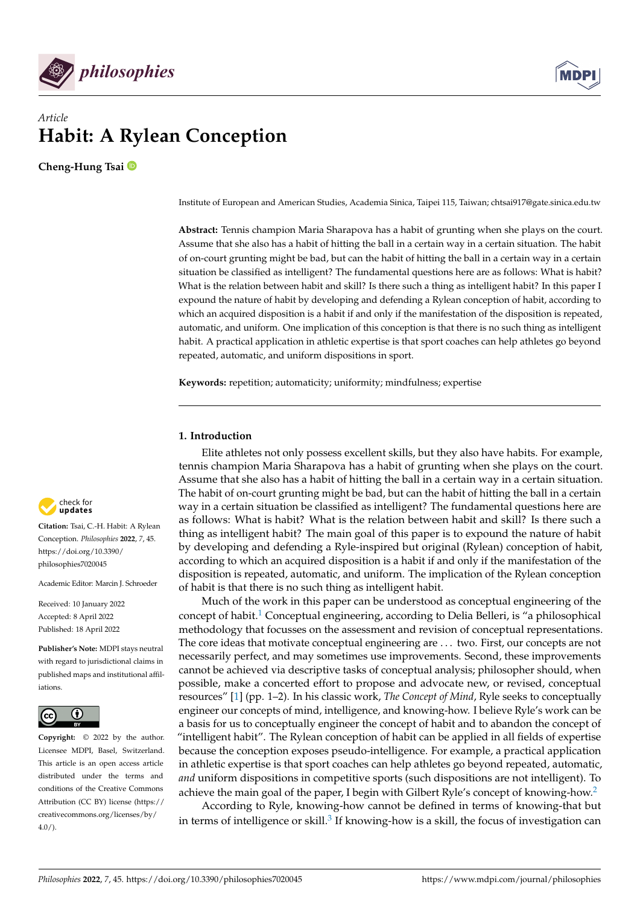*Article*

# Habit: A Rylean Conception

**Cheng-Hung Tsai**

Institute of European and American Studies, Academia Sinica, Taipei 115, Taiwan; chtsai917@gate.sinica.edu.tw

**Abstract:** Tennis champion Maria Sharapova has a habit of grunting when she plays on the court. Assume that she also has a habit of hitting the ball in a certain way in a certain situation. The habit of on-court grunting might be bad, but can the habit of hitting the ball in a certain way in a certain situation be classified as intelligent? The fundamental questions here are as follows: What is habit? What is the relation between habit and skill? Is there such a thing as intelligent habit? In this paper I expound the nature of habit by developing and defending a Rylean conception of habit, according to which an acquired disposition is a habit if and only if the manifestation of the disposition is repeated, automatic, and uniform. One implication of this conception is that there is no such thing as intelligent habit. A practical application in athletic expertise is that sport coaches can help athletes go beyond repeated, automatic, and uniform dispositions in sport.

**Keywords:** repetition; automaticity; uniformity; mindfulness; expertise

**Citation:** Tsai, C.-H. Habit: A Rylean Conception. *Philosophies* **2022**, *7*, 45. https://doi.org/10.3390/philosophies7020045

Academic Editor: Marcin J. Schroeder

Received: 10 January 2022
Accepted: 8 April 2022
Published: 18 April 2022

**Publisher's Note:** MDPI stays neutral with regard to jurisdictional claims in published maps and institutional affiliations.

**Copyright:** © 2022 by the author. Licensee MDPI, Basel, Switzerland. This article is an open access article distributed under the terms and conditions of the Creative Commons Attribution (CC BY) license (https://creativecommons.org/licenses/by/4.0/).

## 1. Introduction

Elite athletes not only possess excellent skills, but they also have habits. For example, tennis champion Maria Sharapova has a habit of grunting when she plays on the court. Assume that she also has a habit of hitting the ball in a certain way in a certain situation. The habit of on-court grunting might be bad, but can the habit of hitting the ball in a certain way in a certain situation be classified as intelligent? The fundamental questions here are as follows: What is habit? What is the relation between habit and skill? Is there such a thing as intelligent habit? The main goal of this paper is to expound the nature of habit by developing and defending a Ryle-inspired but original (Rylean) conception of habit, according to which an acquired disposition is a habit if and only if the manifestation of the disposition is repeated, automatic, and uniform. The implication of the Rylean conception of habit is that there is no such thing as intelligent habit.

Much of the work in this paper can be understood as conceptual engineering of the concept of habit.[1] Conceptual engineering, according to Delia Belleri, is "a philosophical methodology that focusses on the assessment and revision of conceptual representations. The core ideas that motivate conceptual engineering are ... two. First, our concepts are not necessarily perfect, and may sometimes use improvements. Second, these improvements cannot be achieved via descriptive tasks of conceptual analysis; philosopher should, when possible, make a concerted effort to propose and advocate new, or revised, conceptual resources" [1] (pp. 1–2). In his classic work, *The Concept of Mind*, Ryle seeks to conceptually engineer our concepts of mind, intelligence, and knowing-how. I believe Ryle's work can be a basis for us to conceptually engineer the concept of habit and to abandon the concept of "intelligent habit". The Rylean conception of habit can be applied in all fields of expertise because the conception exposes pseudo-intelligence. For example, a practical application in athletic expertise is that sport coaches can help athletes go beyond repeated, automatic, *and* uniform dispositions in competitive sports (such dispositions are not intelligent). To achieve the main goal of the paper, I begin with Gilbert Ryle's concept of knowing-how.[2]

According to Ryle, knowing-how cannot be defined in terms of knowing-that but in terms of intelligence or skill.[3] If knowing-how is a skill, the focus of investigation can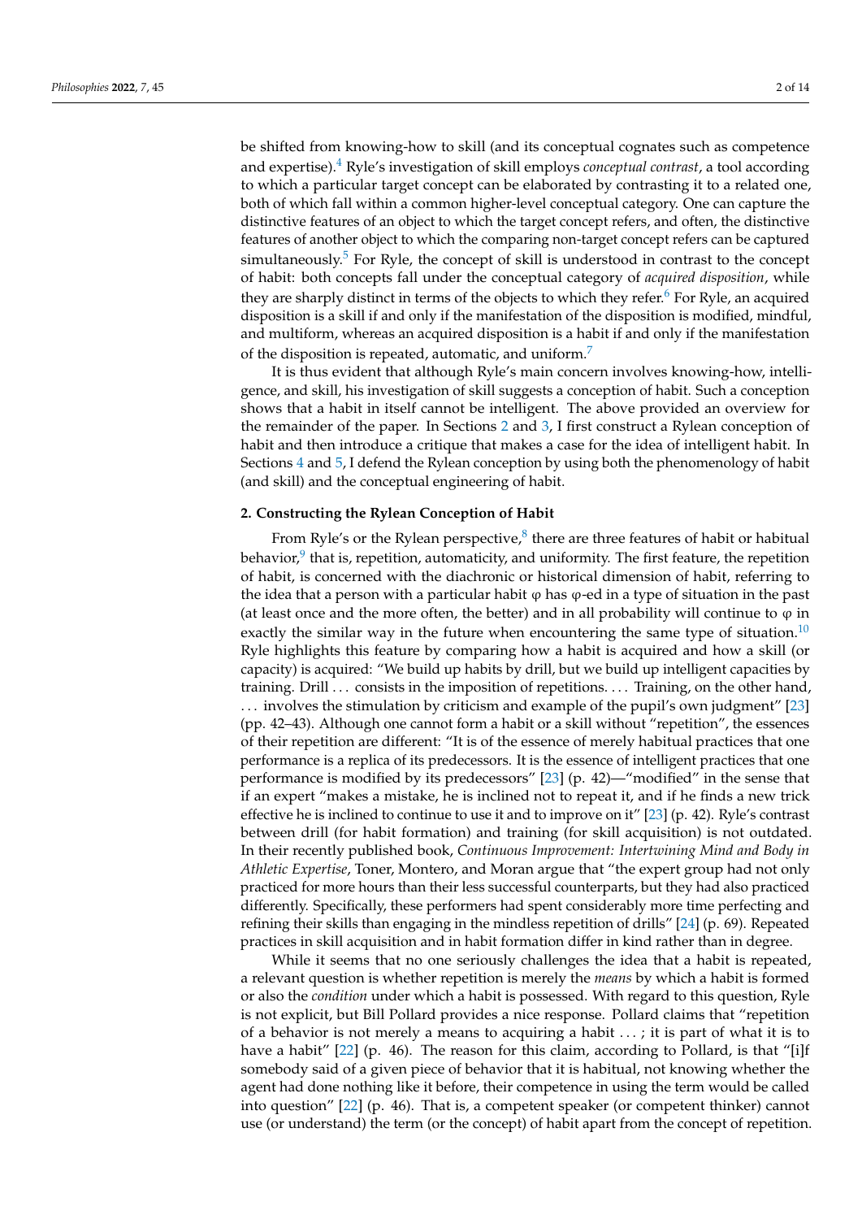be shifted from knowing-how to skill (and its conceptual cognates such as competence and expertise).[4] Ryle's investigation of skill employs *conceptual contrast*, a tool according to which a particular target concept can be elaborated by contrasting it to a related one, both of which fall within a common higher-level conceptual category. One can capture the distinctive features of an object to which the target concept refers, and often, the distinctive features of another object to which the comparing non-target concept refers can be captured simultaneously.[5] For Ryle, the concept of skill is understood in contrast to the concept of habit: both concepts fall under the conceptual category of *acquired disposition*, while they are sharply distinct in terms of the objects to which they refer.[6] For Ryle, an acquired disposition is a skill if and only if the manifestation of the disposition is modified, mindful, and multiform, whereas an acquired disposition is a habit if and only if the manifestation of the disposition is repeated, automatic, and uniform.[7]

It is thus evident that although Ryle's main concern involves knowing-how, intelligence, and skill, his investigation of skill suggests a conception of habit. Such a conception shows that a habit in itself cannot be intelligent. The above provided an overview for the remainder of the paper. In Sections 2 and 3, I first construct a Rylean conception of habit and then introduce a critique that makes a case for the idea of intelligent habit. In Sections 4 and 5, I defend the Rylean conception by using both the phenomenology of habit (and skill) and the conceptual engineering of habit.

## 2. Constructing the Rylean Conception of Habit

From Ryle's or the Rylean perspective,[8] there are three features of habit or habitual behavior,[9] that is, repetition, automaticity, and uniformity. The first feature, the repetition of habit, is concerned with the diachronic or historical dimension of habit, referring to the idea that a person with a particular habit φ has φ-ed in a type of situation in the past (at least once and the more often, the better) and in all probability will continue to φ in exactly the similar way in the future when encountering the same type of situation.[10] Ryle highlights this feature by comparing how a habit is acquired and how a skill (or capacity) is acquired: "We build up habits by drill, but we build up intelligent capacities by training. Drill ... consists in the imposition of repetitions. ... Training, on the other hand, ... involves the stimulation by criticism and example of the pupil's own judgment" [23] (pp. 42–43). Although one cannot form a habit or a skill without "repetition", the essences of their repetition are different: "It is of the essence of merely habitual practices that one performance is a replica of its predecessors. It is the essence of intelligent practices that one performance is modified by its predecessors" [23] (p. 42)—"modified" in the sense that if an expert "makes a mistake, he is inclined not to repeat it, and if he finds a new trick effective he is inclined to continue to use it and to improve on it" [23] (p. 42). Ryle's contrast between drill (for habit formation) and training (for skill acquisition) is not outdated. In their recently published book, *Continuous Improvement: Intertwining Mind and Body in Athletic Expertise*, Toner, Montero, and Moran argue that "the expert group had not only practiced for more hours than their less successful counterparts, but they had also practiced differently. Specifically, these performers had spent considerably more time perfecting and refining their skills than engaging in the mindless repetition of drills" [24] (p. 69). Repeated practices in skill acquisition and in habit formation differ in kind rather than in degree.

While it seems that no one seriously challenges the idea that a habit is repeated, a relevant question is whether repetition is merely the *means* by which a habit is formed or also the *condition* under which a habit is possessed. With regard to this question, Ryle is not explicit, but Bill Pollard provides a nice response. Pollard claims that "repetition of a behavior is not merely a means to acquiring a habit ... ; it is part of what it is to have a habit" [22] (p. 46). The reason for this claim, according to Pollard, is that "[i]f somebody said of a given piece of behavior that it is habitual, not knowing whether the agent had done nothing like it before, their competence in using the term would be called into question" [22] (p. 46). That is, a competent speaker (or competent thinker) cannot use (or understand) the term (or the concept) of habit apart from the concept of repetition.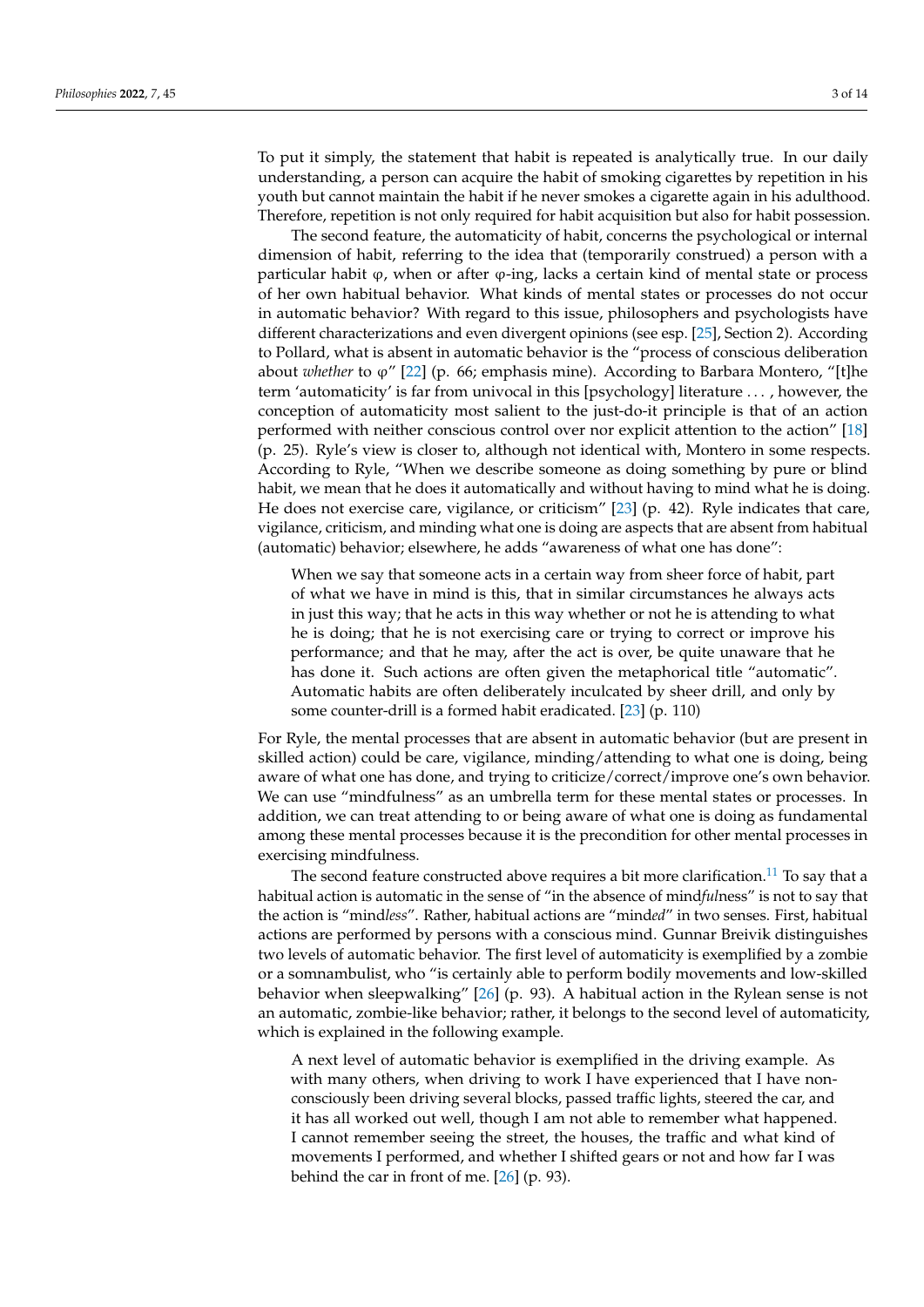To put it simply, the statement that habit is repeated is analytically true. In our daily understanding, a person can acquire the habit of smoking cigarettes by repetition in his youth but cannot maintain the habit if he never smokes a cigarette again in his adulthood. Therefore, repetition is not only required for habit acquisition but also for habit possession.

The second feature, the automaticity of habit, concerns the psychological or internal dimension of habit, referring to the idea that (temporarily construed) a person with a particular habit φ, when or after φ-ing, lacks a certain kind of mental state or process of her own habitual behavior. What kinds of mental states or processes do not occur in automatic behavior? With regard to this issue, philosophers and psychologists have different characterizations and even divergent opinions (see esp. [25], Section 2). According to Pollard, what is absent in automatic behavior is the "process of conscious deliberation about *whether* to φ" [22] (p. 66; emphasis mine). According to Barbara Montero, "[t]he term 'automaticity' is far from univocal in this [psychology] literature . . . , however, the conception of automaticity most salient to the just-do-it principle is that of an action performed with neither conscious control over nor explicit attention to the action" [18] (p. 25). Ryle's view is closer to, although not identical with, Montero in some respects. According to Ryle, "When we describe someone as doing something by pure or blind habit, we mean that he does it automatically and without having to mind what he is doing. He does not exercise care, vigilance, or criticism" [23] (p. 42). Ryle indicates that care, vigilance, criticism, and minding what one is doing are aspects that are absent from habitual (automatic) behavior; elsewhere, he adds "awareness of what one has done":

> When we say that someone acts in a certain way from sheer force of habit, part of what we have in mind is this, that in similar circumstances he always acts in just this way; that he acts in this way whether or not he is attending to what he is doing; that he is not exercising care or trying to correct or improve his performance; and that he may, after the act is over, be quite unaware that he has done it. Such actions are often given the metaphorical title "automatic". Automatic habits are often deliberately inculcated by sheer drill, and only by some counter-drill is a formed habit eradicated. [23] (p. 110)

For Ryle, the mental processes that are absent in automatic behavior (but are present in skilled action) could be care, vigilance, minding/attending to what one is doing, being aware of what one has done, and trying to criticize/correct/improve one's own behavior. We can use "mindfulness" as an umbrella term for these mental states or processes. In addition, we can treat attending to or being aware of what one is doing as fundamental among these mental processes because it is the precondition for other mental processes in exercising mindfulness.

The second feature constructed above requires a bit more clarification.[11] To say that a habitual action is automatic in the sense of "in the absence of mind*ful*ness" is not to say that the action is "mind*less*". Rather, habitual actions are "mind*ed*" in two senses. First, habitual actions are performed by persons with a conscious mind. Gunnar Breivik distinguishes two levels of automatic behavior. The first level of automaticity is exemplified by a zombie or a somnambulist, who "is certainly able to perform bodily movements and low-skilled behavior when sleepwalking" [26] (p. 93). A habitual action in the Rylean sense is not an automatic, zombie-like behavior; rather, it belongs to the second level of automaticity, which is explained in the following example.

> A next level of automatic behavior is exemplified in the driving example. As with many others, when driving to work I have experienced that I have non-consciously been driving several blocks, passed traffic lights, steered the car, and it has all worked out well, though I am not able to remember what happened. I cannot remember seeing the street, the houses, the traffic and what kind of movements I performed, and whether I shifted gears or not and how far I was behind the car in front of me. [26] (p. 93).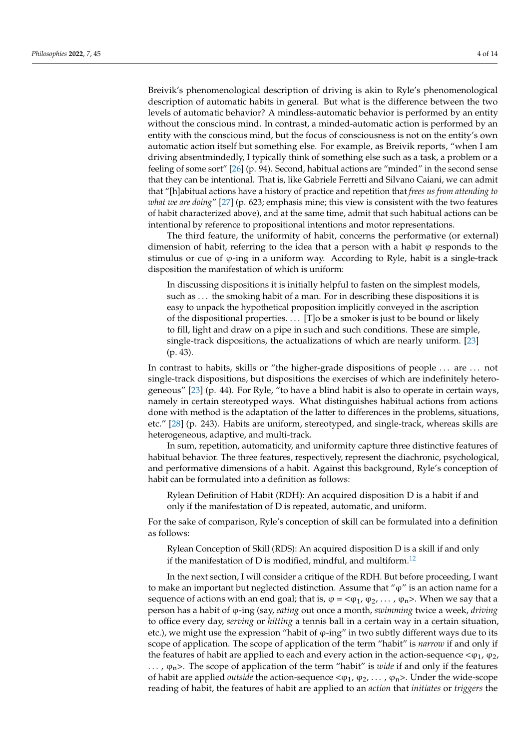Breivik's phenomenological description of driving is akin to Ryle's phenomenological description of automatic habits in general. But what is the difference between the two levels of automatic behavior? A mindless-automatic behavior is performed by an entity without the conscious mind. In contrast, a minded-automatic action is performed by an entity with the conscious mind, but the focus of consciousness is not on the entity's own automatic action itself but something else. For example, as Breivik reports, "when I am driving absentmindedly, I typically think of something else such as a task, a problem or a feeling of some sort" [26] (p. 94). Second, habitual actions are "minded" in the second sense that they can be intentional. That is, like Gabriele Ferretti and Silvano Caiani, we can admit that "[h]abitual actions have a history of practice and repetition that *frees us from attending to what we are doing*" [27] (p. 623; emphasis mine; this view is consistent with the two features of habit characterized above), and at the same time, admit that such habitual actions can be intentional by reference to propositional intentions and motor representations.

The third feature, the uniformity of habit, concerns the performative (or external) dimension of habit, referring to the idea that a person with a habit φ responds to the stimulus or cue of φ-ing in a uniform way. According to Ryle, habit is a single-track disposition the manifestation of which is uniform:

> In discussing dispositions it is initially helpful to fasten on the simplest models, such as ... the smoking habit of a man. For in describing these dispositions it is easy to unpack the hypothetical proposition implicitly conveyed in the ascription of the dispositional properties. ... [T]o be a smoker is just to be bound or likely to fill, light and draw on a pipe in such and such conditions. These are simple, single-track dispositions, the actualizations of which are nearly uniform. [23] (p. 43).

In contrast to habits, skills or "the higher-grade dispositions of people ... are ... not single-track dispositions, but dispositions the exercises of which are indefinitely heterogeneous" [23] (p. 44). For Ryle, "to have a blind habit is also to operate in certain ways, namely in certain stereotyped ways. What distinguishes habitual actions from actions done with method is the adaptation of the latter to differences in the problems, situations, etc." [28] (p. 243). Habits are uniform, stereotyped, and single-track, whereas skills are heterogeneous, adaptive, and multi-track.

In sum, repetition, automaticity, and uniformity capture three distinctive features of habitual behavior. The three features, respectively, represent the diachronic, psychological, and performative dimensions of a habit. Against this background, Ryle's conception of habit can be formulated into a definition as follows:

> Rylean Definition of Habit (RDH): An acquired disposition D is a habit if and only if the manifestation of D is repeated, automatic, and uniform.

For the sake of comparison, Ryle's conception of skill can be formulated into a definition as follows:

> Rylean Conception of Skill (RDS): An acquired disposition D is a skill if and only if the manifestation of D is modified, mindful, and multiform.[12]

In the next section, I will consider a critique of the RDH. But before proceeding, I want to make an important but neglected distinction. Assume that "φ" is an action name for a sequence of actions with an end goal; that is, $\varphi = <\varphi_1, \varphi_2, \ldots, \varphi_n>$. When we say that a person has a habit of φ-ing (say, *eating* out once a month, *swimming* twice a week, *driving* to office every day, *serving* or *hitting* a tennis ball in a certain way in a certain situation, etc.), we might use the expression "habit of φ-ing" in two subtly different ways due to its scope of application. The scope of application of the term "habit" is *narrow* if and only if the features of habit are applied to each and every action in the action-sequence $<\varphi_1, \varphi_2, \ldots, \varphi_n>$. The scope of application of the term "habit" is *wide* if and only if the features of habit are applied *outside* the action-sequence $<\varphi_1, \varphi_2, \ldots, \varphi_n>$. Under the wide-scope reading of habit, the features of habit are applied to an *action* that *initiates* or *triggers* the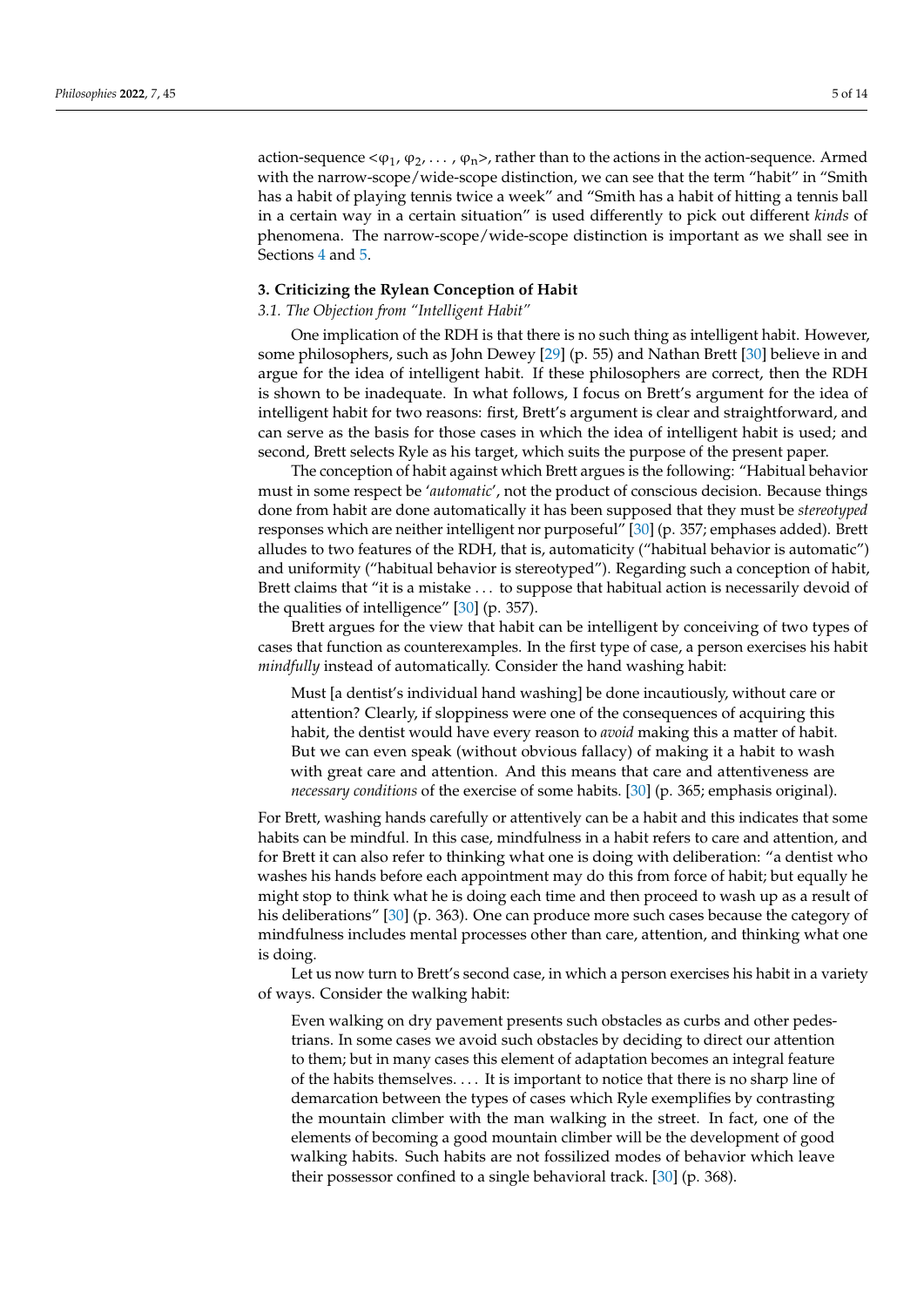action-sequence $<\varphi_1, \varphi_2, \ldots, \varphi_n>$, rather than to the actions in the action-sequence. Armed with the narrow-scope/wide-scope distinction, we can see that the term "habit" in "Smith has a habit of playing tennis twice a week" and "Smith has a habit of hitting a tennis ball in a certain way in a certain situation" is used differently to pick out different *kinds* of phenomena. The narrow-scope/wide-scope distinction is important as we shall see in Sections 4 and 5.

## 3. Criticizing the Rylean Conception of Habit

### 3.1. The Objection from "Intelligent Habit"

One implication of the RDH is that there is no such thing as intelligent habit. However, some philosophers, such as John Dewey [29] (p. 55) and Nathan Brett [30] believe in and argue for the idea of intelligent habit. If these philosophers are correct, then the RDH is shown to be inadequate. In what follows, I focus on Brett's argument for the idea of intelligent habit for two reasons: first, Brett's argument is clear and straightforward, and can serve as the basis for those cases in which the idea of intelligent habit is used; and second, Brett selects Ryle as his target, which suits the purpose of the present paper.

The conception of habit against which Brett argues is the following: "Habitual behavior must in some respect be '*automatic*', not the product of conscious decision. Because things done from habit are done automatically it has been supposed that they must be *stereotyped* responses which are neither intelligent nor purposeful" [30] (p. 357; emphases added). Brett alludes to two features of the RDH, that is, automaticity ("habitual behavior is automatic") and uniformity ("habitual behavior is stereotyped"). Regarding such a conception of habit, Brett claims that "it is a mistake ... to suppose that habitual action is necessarily devoid of the qualities of intelligence" [30] (p. 357).

Brett argues for the view that habit can be intelligent by conceiving of two types of cases that function as counterexamples. In the first type of case, a person exercises his habit *mindfully* instead of automatically. Consider the hand washing habit:

> Must [a dentist's individual hand washing] be done incautiously, without care or attention? Clearly, if sloppiness were one of the consequences of acquiring this habit, the dentist would have every reason to *avoid* making this a matter of habit. But we can even speak (without obvious fallacy) of making it a habit to wash with great care and attention. And this means that care and attentiveness are *necessary conditions* of the exercise of some habits. [30] (p. 365; emphasis original).

For Brett, washing hands carefully or attentively can be a habit and this indicates that some habits can be mindful. In this case, mindfulness in a habit refers to care and attention, and for Brett it can also refer to thinking what one is doing with deliberation: "a dentist who washes his hands before each appointment may do this from force of habit; but equally he might stop to think what he is doing each time and then proceed to wash up as a result of his deliberations" [30] (p. 363). One can produce more such cases because the category of mindfulness includes mental processes other than care, attention, and thinking what one is doing.

Let us now turn to Brett's second case, in which a person exercises his habit in a variety of ways. Consider the walking habit:

> Even walking on dry pavement presents such obstacles as curbs and other pedestrians. In some cases we avoid such obstacles by deciding to direct our attention to them; but in many cases this element of adaptation becomes an integral feature of the habits themselves. ... It is important to notice that there is no sharp line of demarcation between the types of cases which Ryle exemplifies by contrasting the mountain climber with the man walking in the street. In fact, one of the elements of becoming a good mountain climber will be the development of good walking habits. Such habits are not fossilized modes of behavior which leave their possessor confined to a single behavioral track. [30] (p. 368).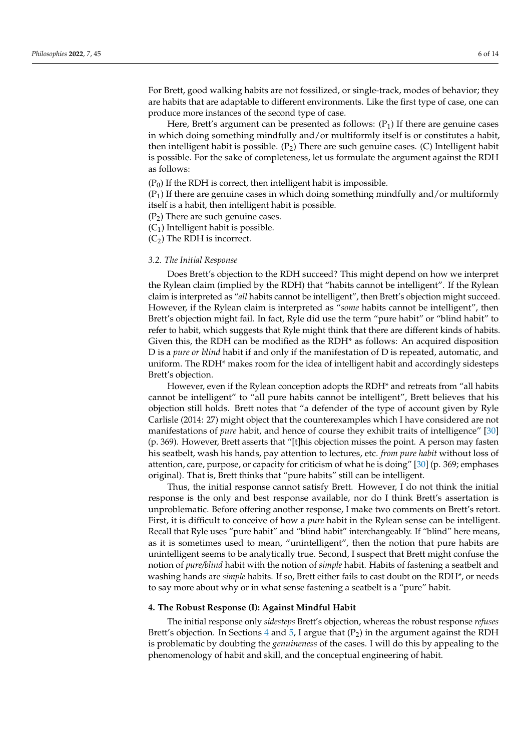For Brett, good walking habits are not fossilized, or single-track, modes of behavior; they are habits that are adaptable to different environments. Like the first type of case, one can produce more instances of the second type of case.

Here, Brett's argument can be presented as follows: ($P_1$) If there are genuine cases in which doing something mindfully and/or multiformly itself is or constitutes a habit, then intelligent habit is possible. ($P_2$) There are such genuine cases. (C) Intelligent habit is possible. For the sake of completeness, let us formulate the argument against the RDH as follows:

($P_0$) If the RDH is correct, then intelligent habit is impossible.
($P_1$) If there are genuine cases in which doing something mindfully and/or multiformly itself is a habit, then intelligent habit is possible.
($P_2$) There are such genuine cases.
($C_1$) Intelligent habit is possible.
($C_2$) The RDH is incorrect.

### 3.2. The Initial Response

Does Brett's objection to the RDH succeed? This might depend on how we interpret the Rylean claim (implied by the RDH) that "habits cannot be intelligent". If the Rylean claim is interpreted as "*all* habits cannot be intelligent", then Brett's objection might succeed. However, if the Rylean claim is interpreted as "*some* habits cannot be intelligent", then Brett's objection might fail. In fact, Ryle did use the term "pure habit" or "blind habit" to refer to habit, which suggests that Ryle might think that there are different kinds of habits. Given this, the RDH can be modified as the RDH* as follows: An acquired disposition D is a *pure or blind* habit if and only if the manifestation of D is repeated, automatic, and uniform. The RDH* makes room for the idea of intelligent habit and accordingly sidesteps Brett's objection.

However, even if the Rylean conception adopts the RDH* and retreats from "all habits cannot be intelligent" to "all pure habits cannot be intelligent", Brett believes that his objection still holds. Brett notes that "a defender of the type of account given by Ryle Carlisle (2014: 27) might object that the counterexamples which I have considered are not manifestations of *pure* habit, and hence of course they exhibit traits of intelligence" [30] (p. 369). However, Brett asserts that "[t]his objection misses the point. A person may fasten his seatbelt, wash his hands, pay attention to lectures, etc. *from pure habit* without loss of attention, care, purpose, or capacity for criticism of what he is doing" [30] (p. 369; emphases original). That is, Brett thinks that "pure habits" still can be intelligent.

Thus, the initial response cannot satisfy Brett. However, I do not think the initial response is the only and best response available, nor do I think Brett's assertation is unproblematic. Before offering another response, I make two comments on Brett's retort. First, it is difficult to conceive of how a *pure* habit in the Rylean sense can be intelligent. Recall that Ryle uses "pure habit" and "blind habit" interchangeably. If "blind" here means, as it is sometimes used to mean, "unintelligent", then the notion that pure habits are unintelligent seems to be analytically true. Second, I suspect that Brett might confuse the notion of *pure/blind* habit with the notion of *simple* habit. Habits of fastening a seatbelt and washing hands are *simple* habits. If so, Brett either fails to cast doubt on the RDH*, or needs to say more about why or in what sense fastening a seatbelt is a "pure" habit.

## 4. The Robust Response (I): Against Mindful Habit

The initial response only *sidesteps* Brett's objection, whereas the robust response *refuses* Brett's objection. In Sections 4 and 5, I argue that ($P_2$) in the argument against the RDH is problematic by doubting the *genuineness* of the cases. I will do this by appealing to the phenomenology of habit and skill, and the conceptual engineering of habit.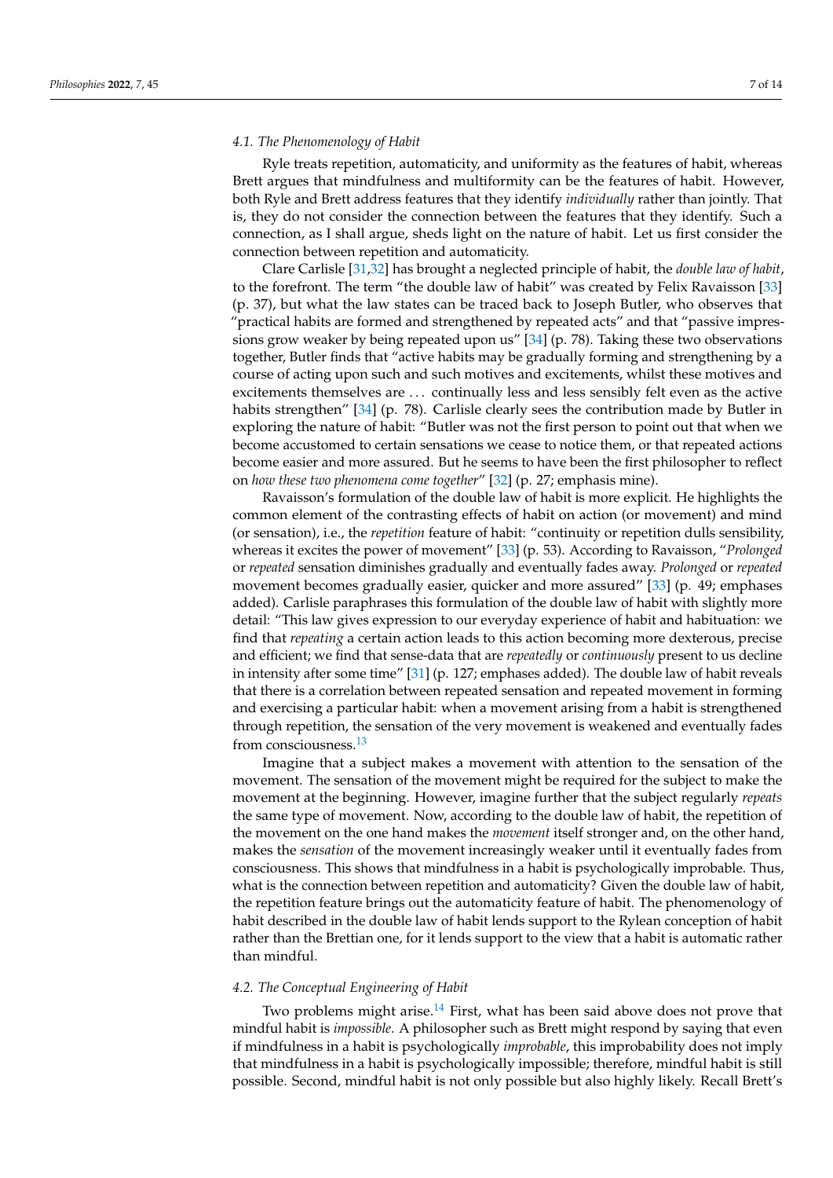### 4.1. The Phenomenology of Habit

Ryle treats repetition, automaticity, and uniformity as the features of habit, whereas Brett argues that mindfulness and multiformity can be the features of habit. However, both Ryle and Brett address features that they identify *individually* rather than jointly. That is, they do not consider the connection between the features that they identify. Such a connection, as I shall argue, sheds light on the nature of habit. Let us first consider the connection between repetition and automaticity.

Clare Carlisle [31,32] has brought a neglected principle of habit, the *double law of habit*, to the forefront. The term "the double law of habit" was created by Felix Ravaisson [33] (p. 37), but what the law states can be traced back to Joseph Butler, who observes that "practical habits are formed and strengthened by repeated acts" and that "passive impressions grow weaker by being repeated upon us" [34] (p. 78). Taking these two observations together, Butler finds that "active habits may be gradually forming and strengthening by a course of acting upon such and such motives and excitements, whilst these motives and excitements themselves are ... continually less and less sensibly felt even as the active habits strengthen" [34] (p. 78). Carlisle clearly sees the contribution made by Butler in exploring the nature of habit: "Butler was not the first person to point out that when we become accustomed to certain sensations we cease to notice them, or that repeated actions become easier and more assured. But he seems to have been the first philosopher to reflect on *how these two phenomena come together*" [32] (p. 27; emphasis mine).

Ravaisson's formulation of the double law of habit is more explicit. He highlights the common element of the contrasting effects of habit on action (or movement) and mind (or sensation), i.e., the *repetition* feature of habit: "continuity or repetition dulls sensibility, whereas it excites the power of movement" [33] (p. 53). According to Ravaisson, "*Prolonged* or *repeated* sensation diminishes gradually and eventually fades away. *Prolonged* or *repeated* movement becomes gradually easier, quicker and more assured" [33] (p. 49; emphases added). Carlisle paraphrases this formulation of the double law of habit with slightly more detail: "This law gives expression to our everyday experience of habit and habituation: we find that *repeating* a certain action leads to this action becoming more dexterous, precise and efficient; we find that sense-data that are *repeatedly* or *continuously* present to us decline in intensity after some time" [31] (p. 127; emphases added). The double law of habit reveals that there is a correlation between repeated sensation and repeated movement in forming and exercising a particular habit: when a movement arising from a habit is strengthened through repetition, the sensation of the very movement is weakened and eventually fades from consciousness.[13]

Imagine that a subject makes a movement with attention to the sensation of the movement. The sensation of the movement might be required for the subject to make the movement at the beginning. However, imagine further that the subject regularly *repeats* the same type of movement. Now, according to the double law of habit, the repetition of the movement on the one hand makes the *movement* itself stronger and, on the other hand, makes the *sensation* of the movement increasingly weaker until it eventually fades from consciousness. This shows that mindfulness in a habit is psychologically improbable. Thus, what is the connection between repetition and automaticity? Given the double law of habit, the repetition feature brings out the automaticity feature of habit. The phenomenology of habit described in the double law of habit lends support to the Rylean conception of habit rather than the Brettian one, for it lends support to the view that a habit is automatic rather than mindful.

### 4.2. The Conceptual Engineering of Habit

Two problems might arise.[14] First, what has been said above does not prove that mindful habit is *impossible*. A philosopher such as Brett might respond by saying that even if mindfulness in a habit is psychologically *improbable*, this improbability does not imply that mindfulness in a habit is psychologically impossible; therefore, mindful habit is still possible. Second, mindful habit is not only possible but also highly likely. Recall Brett's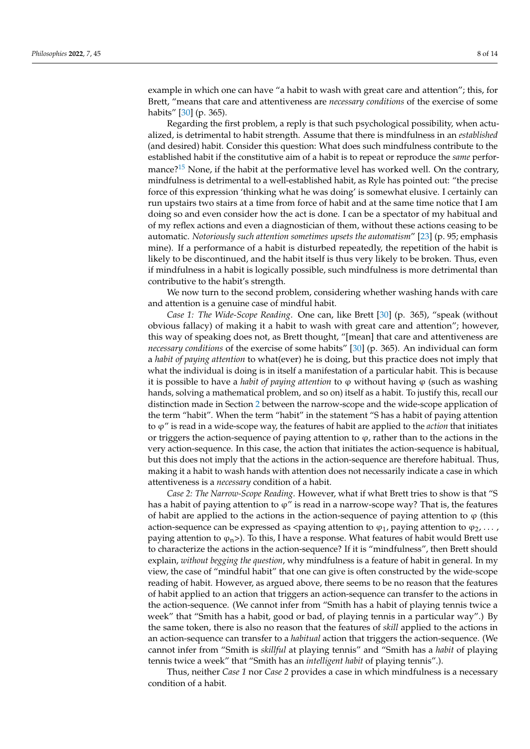example in which one can have "a habit to wash with great care and attention"; this, for Brett, "means that care and attentiveness are *necessary conditions* of the exercise of some habits" [30] (p. 365).

Regarding the first problem, a reply is that such psychological possibility, when actualized, is detrimental to habit strength. Assume that there is mindfulness in an *established* (and desired) habit. Consider this question: What does such mindfulness contribute to the established habit if the constitutive aim of a habit is to repeat or reproduce the *same* performance?[15] None, if the habit at the performative level has worked well. On the contrary, mindfulness is detrimental to a well-established habit, as Ryle has pointed out: "the precise force of this expression 'thinking what he was doing' is somewhat elusive. I certainly can run upstairs two stairs at a time from force of habit and at the same time notice that I am doing so and even consider how the act is done. I can be a spectator of my habitual and of my reflex actions and even a diagnostician of them, without these actions ceasing to be automatic. *Notoriously such attention sometimes upsets the automatism*" [23] (p. 95; emphasis mine). If a performance of a habit is disturbed repeatedly, the repetition of the habit is likely to be discontinued, and the habit itself is thus very likely to be broken. Thus, even if mindfulness in a habit is logically possible, such mindfulness is more detrimental than contributive to the habit's strength.

We now turn to the second problem, considering whether washing hands with care and attention is a genuine case of mindful habit.

*Case 1: The Wide-Scope Reading*. One can, like Brett [30] (p. 365), "speak (without obvious fallacy) of making it a habit to wash with great care and attention"; however, this way of speaking does not, as Brett thought, "[mean] that care and attentiveness are *necessary conditions* of the exercise of some habits" [30] (p. 365). An individual can form a *habit of paying attention* to what(ever) he is doing, but this practice does not imply that what the individual is doing is in itself a manifestation of a particular habit. This is because it is possible to have a *habit of paying attention* to φ without having φ (such as washing hands, solving a mathematical problem, and so on) itself as a habit. To justify this, recall our distinction made in Section 2 between the narrow-scope and the wide-scope application of the term "habit". When the term "habit" in the statement "S has a habit of paying attention to φ" is read in a wide-scope way, the features of habit are applied to the *action* that initiates or triggers the action-sequence of paying attention to φ, rather than to the actions in the very action-sequence. In this case, the action that initiates the action-sequence is habitual, but this does not imply that the actions in the action-sequence are therefore habitual. Thus, making it a habit to wash hands with attention does not necessarily indicate a case in which attentiveness is a *necessary* condition of a habit.

*Case 2: The Narrow-Scope Reading*. However, what if what Brett tries to show is that "S has a habit of paying attention to φ" is read in a narrow-scope way? That is, the features of habit are applied to the actions in the action-sequence of paying attention to φ (this action-sequence can be expressed as <paying attention to $\varphi_1$, paying attention to $\varphi_2$, . . . , paying attention to $\varphi_n$>). To this, I have a response. What features of habit would Brett use to characterize the actions in the action-sequence? If it is "mindfulness", then Brett should explain, *without begging the question*, why mindfulness is a feature of habit in general. In my view, the case of "mindful habit" that one can give is often constructed by the wide-scope reading of habit. However, as argued above, there seems to be no reason that the features of habit applied to an action that triggers an action-sequence can transfer to the actions in the action-sequence. (We cannot infer from "Smith has a habit of playing tennis twice a week" that "Smith has a habit, good or bad, of playing tennis in a particular way".) By the same token, there is also no reason that the features of *skill* applied to the actions in an action-sequence can transfer to a *habitual* action that triggers the action-sequence. (We cannot infer from "Smith is *skillful* at playing tennis" and "Smith has a *habit* of playing tennis twice a week" that "Smith has an *intelligent habit* of playing tennis".).

Thus, neither *Case 1* nor *Case 2* provides a case in which mindfulness is a necessary condition of a habit.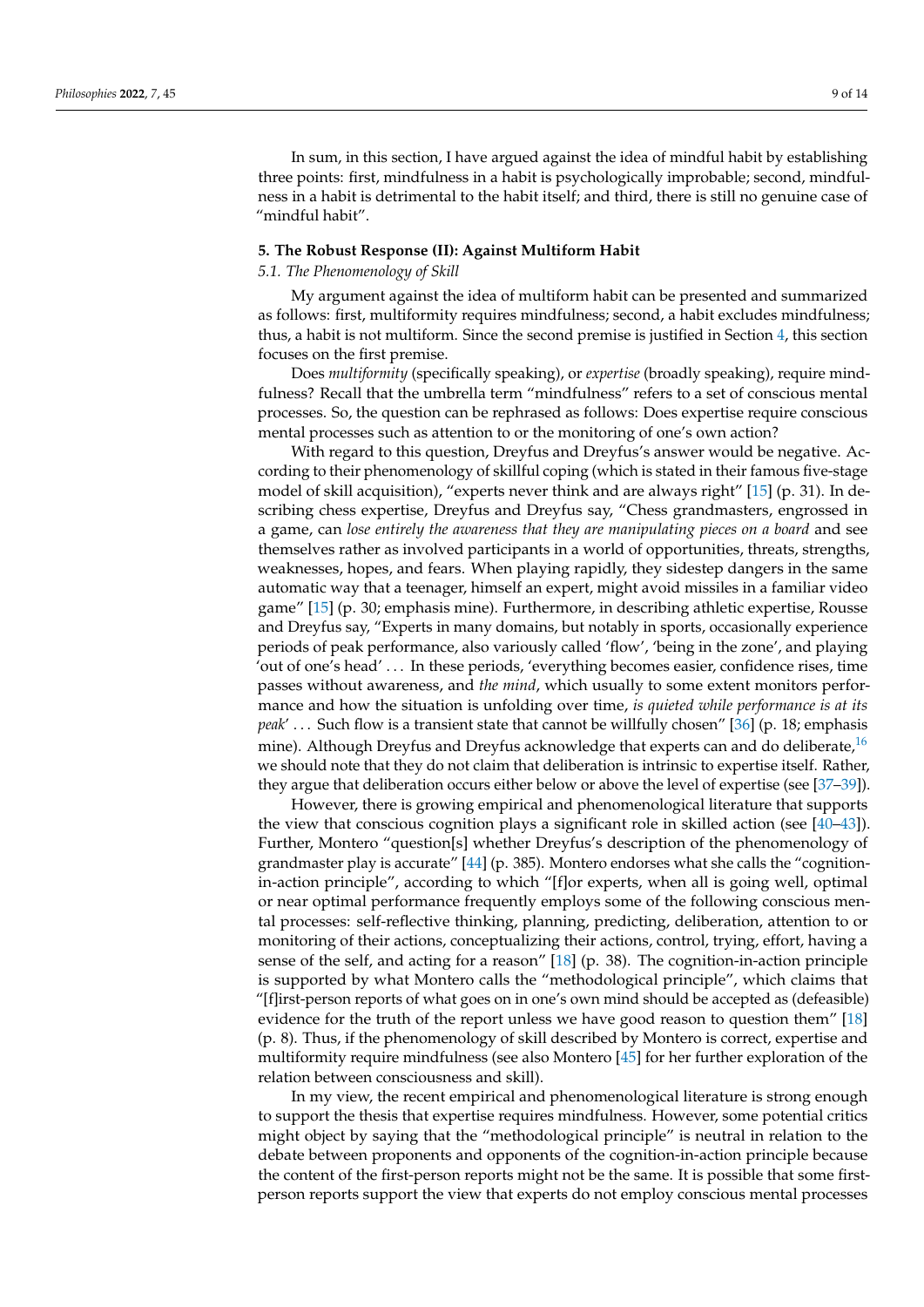In sum, in this section, I have argued against the idea of mindful habit by establishing three points: first, mindfulness in a habit is psychologically improbable; second, mindfulness in a habit is detrimental to the habit itself; and third, there is still no genuine case of "mindful habit".

## 5. The Robust Response (II): Against Multiform Habit

### *5.1. The Phenomenology of Skill*

My argument against the idea of multiform habit can be presented and summarized as follows: first, multiformity requires mindfulness; second, a habit excludes mindfulness; thus, a habit is not multiform. Since the second premise is justified in Section 4, this section focuses on the first premise.

Does *multiformity* (specifically speaking), or *expertise* (broadly speaking), require mindfulness? Recall that the umbrella term "mindfulness" refers to a set of conscious mental processes. So, the question can be rephrased as follows: Does expertise require conscious mental processes such as attention to or the monitoring of one's own action?

With regard to this question, Dreyfus and Dreyfus's answer would be negative. According to their phenomenology of skillful coping (which is stated in their famous five-stage model of skill acquisition), "experts never think and are always right" [15] (p. 31). In describing chess expertise, Dreyfus and Dreyfus say, "Chess grandmasters, engrossed in a game, can *lose entirely the awareness that they are manipulating pieces on a board* and see themselves rather as involved participants in a world of opportunities, threats, strengths, weaknesses, hopes, and fears. When playing rapidly, they sidestep dangers in the same automatic way that a teenager, himself an expert, might avoid missiles in a familiar video game" [15] (p. 30; emphasis mine). Furthermore, in describing athletic expertise, Rousse and Dreyfus say, "Experts in many domains, but notably in sports, occasionally experience periods of peak performance, also variously called 'flow', 'being in the zone', and playing 'out of one's head' ... In these periods, 'everything becomes easier, confidence rises, time passes without awareness, and *the mind*, which usually to some extent monitors performance and how the situation is unfolding over time, *is quieted while performance is at its peak*' ... Such flow is a transient state that cannot be willfully chosen" [36] (p. 18; emphasis mine). Although Dreyfus and Dreyfus acknowledge that experts can and do deliberate,[16] we should note that they do not claim that deliberation is intrinsic to expertise itself. Rather, they argue that deliberation occurs either below or above the level of expertise (see [37–39]).

However, there is growing empirical and phenomenological literature that supports the view that conscious cognition plays a significant role in skilled action (see [40–43]). Further, Montero "question[s] whether Dreyfus's description of the phenomenology of grandmaster play is accurate" [44] (p. 385). Montero endorses what she calls the "cognition-in-action principle", according to which "[f]or experts, when all is going well, optimal or near optimal performance frequently employs some of the following conscious mental processes: self-reflective thinking, planning, predicting, deliberation, attention to or monitoring of their actions, conceptualizing their actions, control, trying, effort, having a sense of the self, and acting for a reason" [18] (p. 38). The cognition-in-action principle is supported by what Montero calls the "methodological principle", which claims that "[f]irst-person reports of what goes on in one's own mind should be accepted as (defeasible) evidence for the truth of the report unless we have good reason to question them" [18] (p. 8). Thus, if the phenomenology of skill described by Montero is correct, expertise and multiformity require mindfulness (see also Montero [45] for her further exploration of the relation between consciousness and skill).

In my view, the recent empirical and phenomenological literature is strong enough to support the thesis that expertise requires mindfulness. However, some potential critics might object by saying that the "methodological principle" is neutral in relation to the debate between proponents and opponents of the cognition-in-action principle because the content of the first-person reports might not be the same. It is possible that some first-person reports support the view that experts do not employ conscious mental processes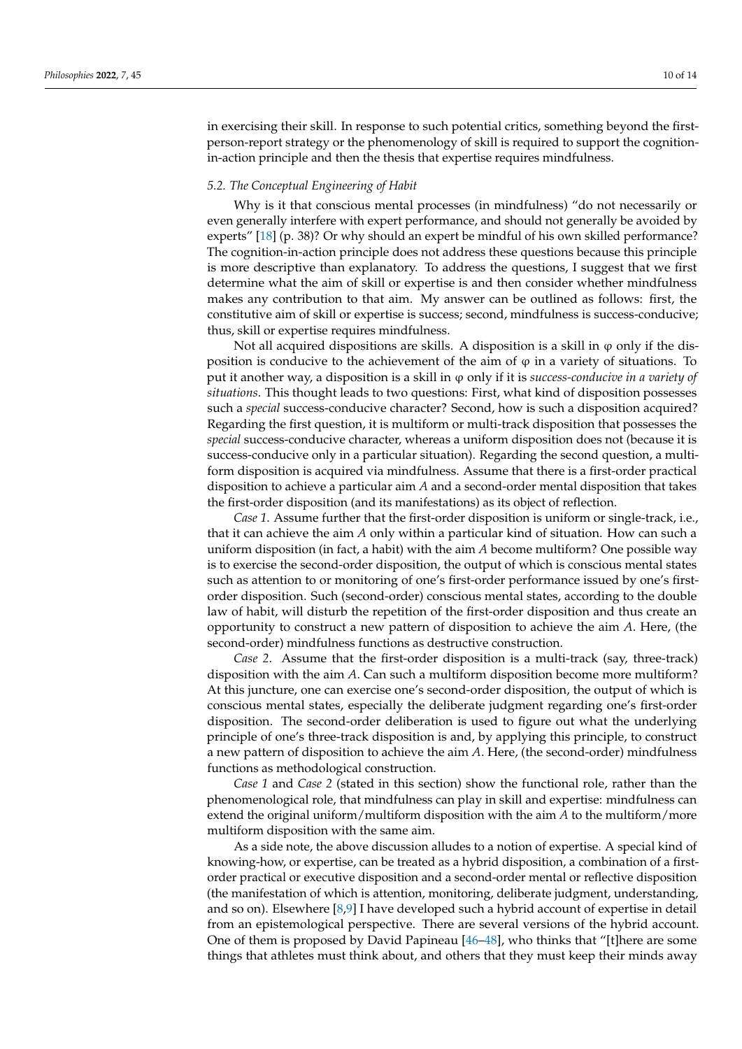in exercising their skill. In response to such potential critics, something beyond the first-person-report strategy or the phenomenology of skill is required to support the cognition-in-action principle and then the thesis that expertise requires mindfulness.

### *5.2. The Conceptual Engineering of Habit*

Why is it that conscious mental processes (in mindfulness) "do not necessarily or even generally interfere with expert performance, and should not generally be avoided by experts" [18] (p. 38)? Or why should an expert be mindful of his own skilled performance? The cognition-in-action principle does not address these questions because this principle is more descriptive than explanatory. To address the questions, I suggest that we first determine what the aim of skill or expertise is and then consider whether mindfulness makes any contribution to that aim. My answer can be outlined as follows: first, the constitutive aim of skill or expertise is success; second, mindfulness is success-conducive; thus, skill or expertise requires mindfulness.

Not all acquired dispositions are skills. A disposition is a skill in φ only if the disposition is conducive to the achievement of the aim of φ in a variety of situations. To put it another way, a disposition is a skill in φ only if it is *success-conducive in a variety of situations*. This thought leads to two questions: First, what kind of disposition possesses such a *special* success-conducive character? Second, how is such a disposition acquired? Regarding the first question, it is multiform or multi-track disposition that possesses the *special* success-conducive character, whereas a uniform disposition does not (because it is success-conducive only in a particular situation). Regarding the second question, a multiform disposition is acquired via mindfulness. Assume that there is a first-order practical disposition to achieve a particular aim *A* and a second-order mental disposition that takes the first-order disposition (and its manifestations) as its object of reflection.

*Case 1.* Assume further that the first-order disposition is uniform or single-track, i.e., that it can achieve the aim *A* only within a particular kind of situation. How can such a uniform disposition (in fact, a habit) with the aim *A* become multiform? One possible way is to exercise the second-order disposition, the output of which is conscious mental states such as attention to or monitoring of one's first-order performance issued by one's first-order disposition. Such (second-order) conscious mental states, according to the double law of habit, will disturb the repetition of the first-order disposition and thus create an opportunity to construct a new pattern of disposition to achieve the aim *A*. Here, (the second-order) mindfulness functions as destructive construction.

*Case 2.* Assume that the first-order disposition is a multi-track (say, three-track) disposition with the aim *A*. Can such a multiform disposition become more multiform? At this juncture, one can exercise one's second-order disposition, the output of which is conscious mental states, especially the deliberate judgment regarding one's first-order disposition. The second-order deliberation is used to figure out what the underlying principle of one's three-track disposition is and, by applying this principle, to construct a new pattern of disposition to achieve the aim *A*. Here, (the second-order) mindfulness functions as methodological construction.

*Case 1* and *Case 2* (stated in this section) show the functional role, rather than the phenomenological role, that mindfulness can play in skill and expertise: mindfulness can extend the original uniform/multiform disposition with the aim *A* to the multiform/more multiform disposition with the same aim.

As a side note, the above discussion alludes to a notion of expertise. A special kind of knowing-how, or expertise, can be treated as a hybrid disposition, a combination of a first-order practical or executive disposition and a second-order mental or reflective disposition (the manifestation of which is attention, monitoring, deliberate judgment, understanding, and so on). Elsewhere [8,9] I have developed such a hybrid account of expertise in detail from an epistemological perspective. There are several versions of the hybrid account. One of them is proposed by David Papineau [46–48], who thinks that "[t]here are some things that athletes must think about, and others that they must keep their minds away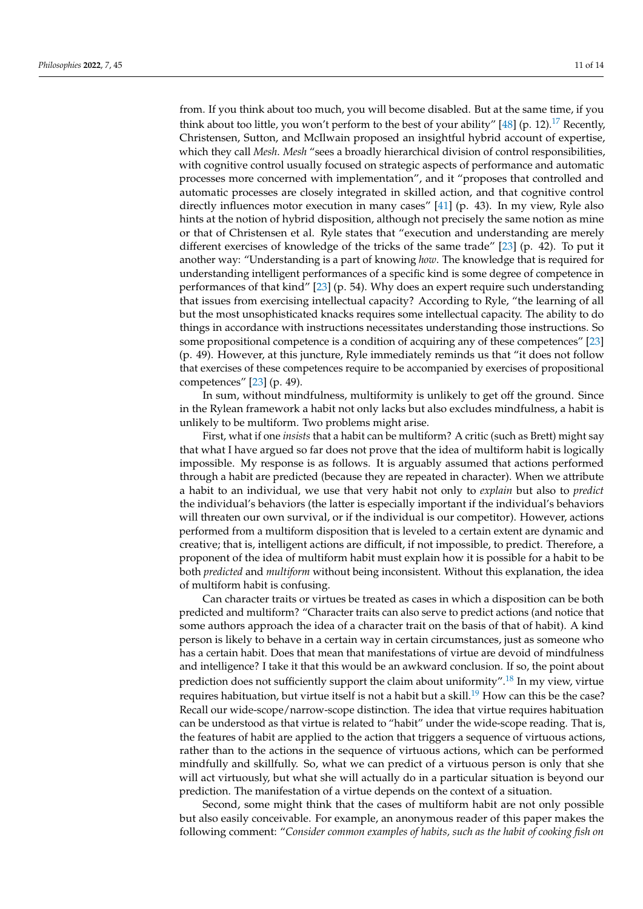from. If you think about too much, you will become disabled. But at the same time, if you think about too little, you won't perform to the best of your ability" [48] (p. 12).[17] Recently, Christensen, Sutton, and McIlwain proposed an insightful hybrid account of expertise, which they call *Mesh*. *Mesh* "sees a broadly hierarchical division of control responsibilities, with cognitive control usually focused on strategic aspects of performance and automatic processes more concerned with implementation", and it "proposes that controlled and automatic processes are closely integrated in skilled action, and that cognitive control directly influences motor execution in many cases" [41] (p. 43). In my view, Ryle also hints at the notion of hybrid disposition, although not precisely the same notion as mine or that of Christensen et al. Ryle states that "execution and understanding are merely different exercises of knowledge of the tricks of the same trade" [23] (p. 42). To put it another way: "Understanding is a part of knowing *how*. The knowledge that is required for understanding intelligent performances of a specific kind is some degree of competence in performances of that kind" [23] (p. 54). Why does an expert require such understanding that issues from exercising intellectual capacity? According to Ryle, "the learning of all but the most unsophisticated knacks requires some intellectual capacity. The ability to do things in accordance with instructions necessitates understanding those instructions. So some propositional competence is a condition of acquiring any of these competences" [23] (p. 49). However, at this juncture, Ryle immediately reminds us that "it does not follow that exercises of these competences require to be accompanied by exercises of propositional competences" [23] (p. 49).

In sum, without mindfulness, multiformity is unlikely to get off the ground. Since in the Rylean framework a habit not only lacks but also excludes mindfulness, a habit is unlikely to be multiform. Two problems might arise.

First, what if one *insists* that a habit can be multiform? A critic (such as Brett) might say that what I have argued so far does not prove that the idea of multiform habit is logically impossible. My response is as follows. It is arguably assumed that actions performed through a habit are predicted (because they are repeated in character). When we attribute a habit to an individual, we use that very habit not only to *explain* but also to *predict* the individual's behaviors (the latter is especially important if the individual's behaviors will threaten our own survival, or if the individual is our competitor). However, actions performed from a multiform disposition that is leveled to a certain extent are dynamic and creative; that is, intelligent actions are difficult, if not impossible, to predict. Therefore, a proponent of the idea of multiform habit must explain how it is possible for a habit to be both *predicted* and *multiform* without being inconsistent. Without this explanation, the idea of multiform habit is confusing.

Can character traits or virtues be treated as cases in which a disposition can be both predicted and multiform? "Character traits can also serve to predict actions (and notice that some authors approach the idea of a character trait on the basis of that of habit). A kind person is likely to behave in a certain way in certain circumstances, just as someone who has a certain habit. Does that mean that manifestations of virtue are devoid of mindfulness and intelligence? I take it that this would be an awkward conclusion. If so, the point about prediction does not sufficiently support the claim about uniformity".[18] In my view, virtue requires habituation, but virtue itself is not a habit but a skill.[19] How can this be the case? Recall our wide-scope/narrow-scope distinction. The idea that virtue requires habituation can be understood as that virtue is related to "habit" under the wide-scope reading. That is, the features of habit are applied to the action that triggers a sequence of virtuous actions, rather than to the actions in the sequence of virtuous actions, which can be performed mindfully and skillfully. So, what we can predict of a virtuous person is only that she will act virtuously, but what she will actually do in a particular situation is beyond our prediction. The manifestation of a virtue depends on the context of a situation.

Second, some might think that the cases of multiform habit are not only possible but also easily conceivable. For example, an anonymous reader of this paper makes the following comment: "*Consider common examples of habits, such as the habit of cooking fish on*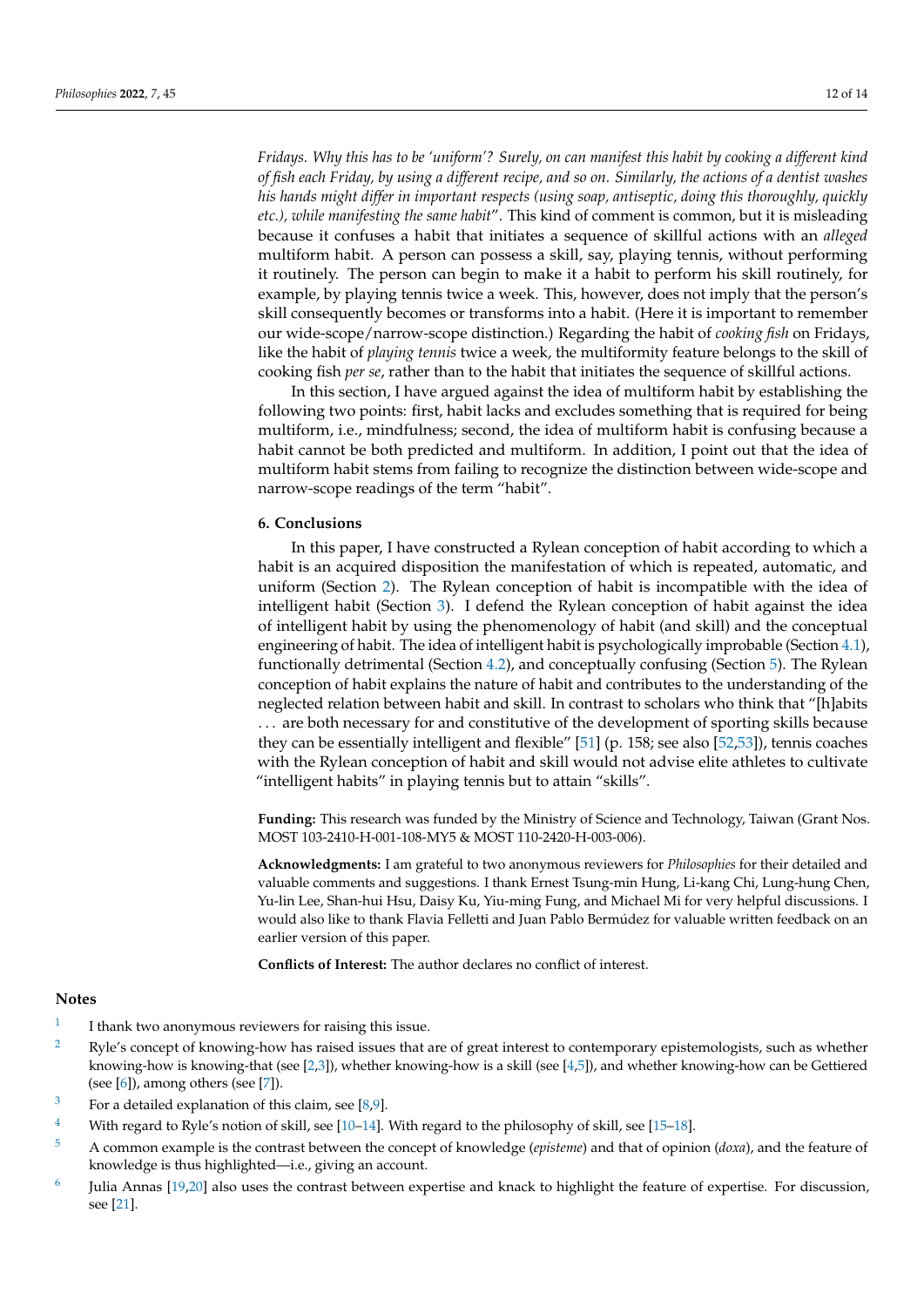*Fridays. Why this has to be 'uniform'? Surely, on can manifest this habit by cooking a different kind of fish each Friday, by using a different recipe, and so on. Similarly, the actions of a dentist washes his hands might differ in important respects (using soap, antiseptic, doing this thoroughly, quickly etc.), while manifesting the same habit*". This kind of comment is common, but it is misleading because it confuses a habit that initiates a sequence of skillful actions with an *alleged* multiform habit. A person can possess a skill, say, playing tennis, without performing it routinely. The person can begin to make it a habit to perform his skill routinely, for example, by playing tennis twice a week. This, however, does not imply that the person's skill consequently becomes or transforms into a habit. (Here it is important to remember our wide-scope/narrow-scope distinction.) Regarding the habit of *cooking fish* on Fridays, like the habit of *playing tennis* twice a week, the multiformity feature belongs to the skill of cooking fish *per se*, rather than to the habit that initiates the sequence of skillful actions.

In this section, I have argued against the idea of multiform habit by establishing the following two points: first, habit lacks and excludes something that is required for being multiform, i.e., mindfulness; second, the idea of multiform habit is confusing because a habit cannot be both predicted and multiform. In addition, I point out that the idea of multiform habit stems from failing to recognize the distinction between wide-scope and narrow-scope readings of the term "habit".

## 6. Conclusions

In this paper, I have constructed a Rylean conception of habit according to which a habit is an acquired disposition the manifestation of which is repeated, automatic, and uniform (Section 2). The Rylean conception of habit is incompatible with the idea of intelligent habit (Section 3). I defend the Rylean conception of habit against the idea of intelligent habit by using the phenomenology of habit (and skill) and the conceptual engineering of habit. The idea of intelligent habit is psychologically improbable (Section 4.1), functionally detrimental (Section 4.2), and conceptually confusing (Section 5). The Rylean conception of habit explains the nature of habit and contributes to the understanding of the neglected relation between habit and skill. In contrast to scholars who think that "[h]abits . . . are both necessary for and constitutive of the development of sporting skills because they can be essentially intelligent and flexible" [51] (p. 158; see also [52,53]), tennis coaches with the Rylean conception of habit and skill would not advise elite athletes to cultivate "intelligent habits" in playing tennis but to attain "skills".

**Funding:** This research was funded by the Ministry of Science and Technology, Taiwan (Grant Nos. MOST 103-2410-H-001-108-MY5 & MOST 110-2420-H-003-006).

**Acknowledgments:** I am grateful to two anonymous reviewers for *Philosophies* for their detailed and valuable comments and suggestions. I thank Ernest Tsung-min Hung, Li-kang Chi, Lung-hung Chen, Yu-lin Lee, Shan-hui Hsu, Daisy Ku, Yiu-ming Fung, and Michael Mi for very helpful discussions. I would also like to thank Flavia Felletti and Juan Pablo Bermúdez for valuable written feedback on an earlier version of this paper.

**Conflicts of Interest:** The author declares no conflict of interest.

## Notes

1. I thank two anonymous reviewers for raising this issue.
2. Ryle's concept of knowing-how has raised issues that are of great interest to contemporary epistemologists, such as whether knowing-how is knowing-that (see [2,3]), whether knowing-how is a skill (see [4,5]), and whether knowing-how can be Gettiered (see [6]), among others (see [7]).
3. For a detailed explanation of this claim, see [8,9].
4. With regard to Ryle's notion of skill, see [10–14]. With regard to the philosophy of skill, see [15–18].
5. A common example is the contrast between the concept of knowledge (*episteme*) and that of opinion (*doxa*), and the feature of knowledge is thus highlighted—i.e., giving an account.
6. Julia Annas [19,20] also uses the contrast between expertise and knack to highlight the feature of expertise. For discussion, see [21].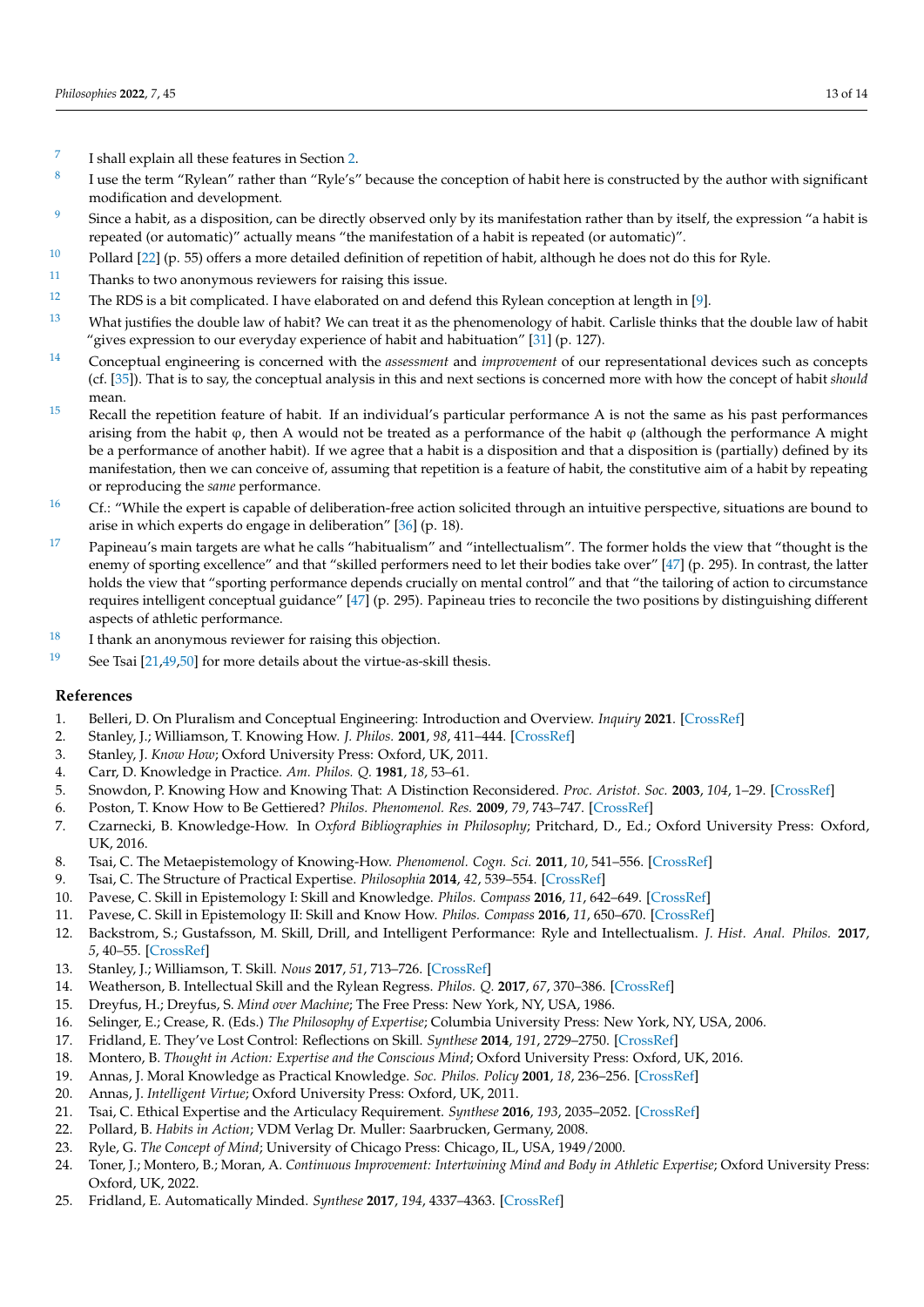7 I shall explain all these features in Section 2.

8 I use the term "Rylean" rather than "Ryle's" because the conception of habit here is constructed by the author with significant modification and development.

9 Since a habit, as a disposition, can be directly observed only by its manifestation rather than by itself, the expression "a habit is repeated (or automatic)" actually means "the manifestation of a habit is repeated (or automatic)".

10 Pollard [22] (p. 55) offers a more detailed definition of repetition of habit, although he does not do this for Ryle.

11 Thanks to two anonymous reviewers for raising this issue.

12 The RDS is a bit complicated. I have elaborated on and defend this Rylean conception at length in [9].

13 What justifies the double law of habit? We can treat it as the phenomenology of habit. Carlisle thinks that the double law of habit "gives expression to our everyday experience of habit and habituation" [31] (p. 127).

14 Conceptual engineering is concerned with the *assessment* and *improvement* of our representational devices such as concepts (cf. [35]). That is to say, the conceptual analysis in this and next sections is concerned more with how the concept of habit *should* mean.

15 Recall the repetition feature of habit. If an individual's particular performance A is not the same as his past performances arising from the habit φ, then A would not be treated as a performance of the habit φ (although the performance A might be a performance of another habit). If we agree that a habit is a disposition and that a disposition is (partially) defined by its manifestation, then we can conceive of, assuming that repetition is a feature of habit, the constitutive aim of a habit by repeating or reproducing the *same* performance.

16 Cf.: "While the expert is capable of deliberation-free action solicited through an intuitive perspective, situations are bound to arise in which experts do engage in deliberation" [36] (p. 18).

17 Papineau's main targets are what he calls "habitualism" and "intellectualism". The former holds the view that "thought is the enemy of sporting excellence" and that "skilled performers need to let their bodies take over" [47] (p. 295). In contrast, the latter holds the view that "sporting performance depends crucially on mental control" and that "the tailoring of action to circumstance requires intelligent conceptual guidance" [47] (p. 295). Papineau tries to reconcile the two positions by distinguishing different aspects of athletic performance.

18 I thank an anonymous reviewer for raising this objection.

19 See Tsai [21,49,50] for more details about the virtue-as-skill thesis.

## References

1. Belleri, D. On Pluralism and Conceptual Engineering: Introduction and Overview. *Inquiry* **2021**. [CrossRef]
2. Stanley, J.; Williamson, T. Knowing How. *J. Philos.* **2001**, *98*, 411–444. [CrossRef]
3. Stanley, J. *Know How*; Oxford University Press: Oxford, UK, 2011.
4. Carr, D. Knowledge in Practice. *Am. Philos. Q.* **1981**, *18*, 53–61.
5. Snowdon, P. Knowing How and Knowing That: A Distinction Reconsidered. *Proc. Aristot. Soc.* **2003**, *104*, 1–29. [CrossRef]
6. Poston, T. Know How to Be Gettiered? *Philos. Phenomenol. Res.* **2009**, *79*, 743–747. [CrossRef]
7. Czarnecki, B. Knowledge-How. In *Oxford Bibliographies in Philosophy*; Pritchard, D., Ed.; Oxford University Press: Oxford, UK, 2016.
8. Tsai, C. The Metaepistemology of Knowing-How. *Phenomenol. Cogn. Sci.* **2011**, *10*, 541–556. [CrossRef]
9. Tsai, C. The Structure of Practical Expertise. *Philosophia* **2014**, *42*, 539–554. [CrossRef]
10. Pavese, C. Skill in Epistemology I: Skill and Knowledge. *Philos. Compass* **2016**, *11*, 642–649. [CrossRef]
11. Pavese, C. Skill in Epistemology II: Skill and Know How. *Philos. Compass* **2016**, *11*, 650–670. [CrossRef]
12. Backstrom, S.; Gustafsson, M. Skill, Drill, and Intelligent Performance: Ryle and Intellectualism. *J. Hist. Anal. Philos.* **2017**, *5*, 40–55. [CrossRef]
13. Stanley, J.; Williamson, T. Skill. *Nous* **2017**, *51*, 713–726. [CrossRef]
14. Weatherson, B. Intellectual Skill and the Rylean Regress. *Philos. Q.* **2017**, *67*, 370–386. [CrossRef]
15. Dreyfus, H.; Dreyfus, S. *Mind over Machine*; The Free Press: New York, NY, USA, 1986.
16. Selinger, E.; Crease, R. (Eds.) *The Philosophy of Expertise*; Columbia University Press: New York, NY, USA, 2006.
17. Fridland, E. They've Lost Control: Reflections on Skill. *Synthese* **2014**, *191*, 2729–2750. [CrossRef]
18. Montero, B. *Thought in Action: Expertise and the Conscious Mind*; Oxford University Press: Oxford, UK, 2016.
19. Annas, J. Moral Knowledge as Practical Knowledge. *Soc. Philos. Policy* **2001**, *18*, 236–256. [CrossRef]
20. Annas, J. *Intelligent Virtue*; Oxford University Press: Oxford, UK, 2011.
21. Tsai, C. Ethical Expertise and the Articulacy Requirement. *Synthese* **2016**, *193*, 2035–2052. [CrossRef]
22. Pollard, B. *Habits in Action*; VDM Verlag Dr. Muller: Saarbrucken, Germany, 2008.
23. Ryle, G. *The Concept of Mind*; University of Chicago Press: Chicago, IL, USA, 1949/2000.
24. Toner, J.; Montero, B.; Moran, A. *Continuous Improvement: Intertwining Mind and Body in Athletic Expertise*; Oxford University Press: Oxford, UK, 2022.
25. Fridland, E. Automatically Minded. *Synthese* **2017**, *194*, 4337–4363. [CrossRef]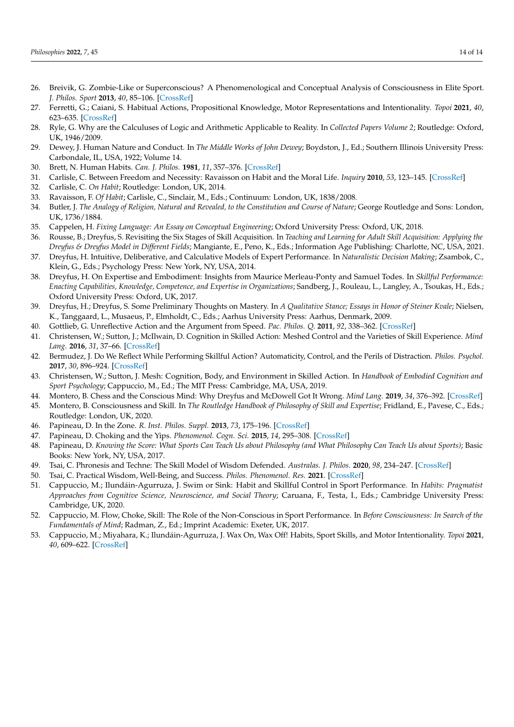26. Breivik, G. Zombie-Like or Superconscious? A Phenomenological and Conceptual Analysis of Consciousness in Elite Sport. *J. Philos. Sport* **2013**, *40*, 85–106. [CrossRef]
27. Ferretti, G.; Caiani, S. Habitual Actions, Propositional Knowledge, Motor Representations and Intentionality. *Topoi* **2021**, *40*, 623–635. [CrossRef]
28. Ryle, G. Why are the Calculuses of Logic and Arithmetic Applicable to Reality. In *Collected Papers Volume 2*; Routledge: Oxford, UK, 1946/2009.
29. Dewey, J. Human Nature and Conduct. In *The Middle Works of John Dewey*; Boydston, J., Ed.; Southern Illinois University Press: Carbondale, IL, USA, 1922; Volume 14.
30. Brett, N. Human Habits. *Can. J. Philos.* **1981**, *11*, 357–376. [CrossRef]
31. Carlisle, C. Between Freedom and Necessity: Ravaisson on Habit and the Moral Life. *Inquiry* **2010**, *53*, 123–145. [CrossRef]
32. Carlisle, C. *On Habit*; Routledge: London, UK, 2014.
33. Ravaisson, F. *Of Habit*; Carlisle, C., Sinclair, M., Eds.; Continuum: London, UK, 1838/2008.
34. Butler, J. *The Analogy of Religion, Natural and Revealed, to the Constitution and Course of Nature*; George Routledge and Sons: London, UK, 1736/1884.
35. Cappelen, H. *Fixing Language: An Essay on Conceptual Engineering*; Oxford University Press: Oxford, UK, 2018.
36. Rousse, B.; Dreyfus, S. Revisiting the Six Stages of Skill Acquisition. In *Teaching and Learning for Adult Skill Acquisition: Applying the Dreyfus & Dreyfus Model in Different Fields*; Mangiante, E., Peno, K., Eds.; Information Age Publishing: Charlotte, NC, USA, 2021.
37. Dreyfus, H. Intuitive, Deliberative, and Calculative Models of Expert Performance. In *Naturalistic Decision Making*; Zsambok, C., Klein, G., Eds.; Psychology Press: New York, NY, USA, 2014.
38. Dreyfus, H. On Expertise and Embodiment: Insights from Maurice Merleau-Ponty and Samuel Todes. In *Skillful Performance: Enacting Capabilities, Knowledge, Competence, and Expertise in Organizations*; Sandberg, J., Rouleau, L., Langley, A., Tsoukas, H., Eds.; Oxford University Press: Oxford, UK, 2017.
39. Dreyfus, H.; Dreyfus, S. Some Preliminary Thoughts on Mastery. In *A Qualitative Stance; Essays in Honor of Steiner Kvale*; Nielsen, K., Tanggaard, L., Musaeus, P., Elmholdt, C., Eds.; Aarhus University Press: Aarhus, Denmark, 2009.
40. Gottlieb, G. Unreflective Action and the Argument from Speed. *Pac. Philos. Q.* **2011**, *92*, 338–362. [CrossRef]
41. Christensen, W.; Sutton, J.; McIlwain, D. Cognition in Skilled Action: Meshed Control and the Varieties of Skill Experience. *Mind Lang.* **2016**, *31*, 37–66. [CrossRef]
42. Bermudez, J. Do We Reflect While Performing Skillful Action? Automaticity, Control, and the Perils of Distraction. *Philos. Psychol.* **2017**, *30*, 896–924. [CrossRef]
43. Christensen, W.; Sutton, J. Mesh: Cognition, Body, and Environment in Skilled Action. In *Handbook of Embodied Cognition and Sport Psychology*; Cappuccio, M., Ed.; The MIT Press: Cambridge, MA, USA, 2019.
44. Montero, B. Chess and the Conscious Mind: Why Dreyfus and McDowell Got It Wrong. *Mind Lang.* **2019**, *34*, 376–392. [CrossRef]
45. Montero, B. Consciousness and Skill. In *The Routledge Handbook of Philosophy of Skill and Expertise*; Fridland, E., Pavese, C., Eds.; Routledge: London, UK, 2020.
46. Papineau, D. In the Zone. *R. Inst. Philos. Suppl.* **2013**, *73*, 175–196. [CrossRef]
47. Papineau, D. Choking and the Yips. *Phenomenol. Cogn. Sci.* **2015**, *14*, 295–308. [CrossRef]
48. Papineau, D. *Knowing the Score: What Sports Can Teach Us about Philosophy (and What Philosophy Can Teach Us about Sports)*; Basic Books: New York, NY, USA, 2017.
49. Tsai, C. Phronesis and Techne: The Skill Model of Wisdom Defended. *Australas. J. Philos.* **2020**, *98*, 234–247. [CrossRef]
50. Tsai, C. Practical Wisdom, Well-Being, and Success. *Philos. Phenomenol. Res.* **2021**. [CrossRef]
51. Cappuccio, M.; Ilundáin-Agurruza, J. Swim or Sink: Habit and Skillful Control in Sport Performance. In *Habits: Pragmatist Approaches from Cognitive Science, Neuroscience, and Social Theory*; Caruana, F., Testa, I., Eds.; Cambridge University Press: Cambridge, UK, 2020.
52. Cappuccio, M. Flow, Choke, Skill: The Role of the Non-Conscious in Sport Performance. In *Before Consciousness: In Search of the Fundamentals of Mind*; Radman, Z., Ed.; Imprint Academic: Exeter, UK, 2017.
53. Cappuccio, M.; Miyahara, K.; Ilundáin-Agurruza, J. Wax On, Wax Off! Habits, Sport Skills, and Motor Intentionality. *Topoi* **2021**, *40*, 609–622. [CrossRef]